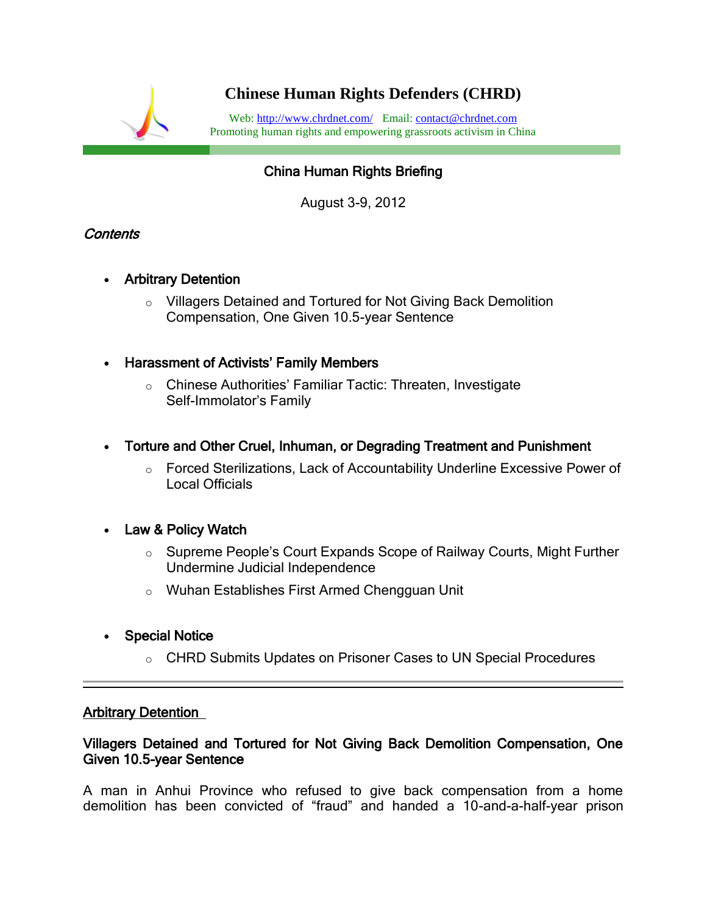# Chinese Human Rights Defenders (CHRD)

Web: http://www.chrdnet.com/ Email: contact@chrdnet.com
Promoting human rights and empowering grassroots activism in China

## China Human Rights Briefing

August 3-9, 2012

*Contents*

- **Arbitrary Detention**
    - Villagers Detained and Tortured for Not Giving Back Demolition Compensation, One Given 10.5-year Sentence
- **Harassment of Activists' Family Members**
    - Chinese Authorities' Familiar Tactic: Threaten, Investigate Self-Immolator's Family
- **Torture and Other Cruel, Inhuman, or Degrading Treatment and Punishment**
    - Forced Sterilizations, Lack of Accountability Underline Excessive Power of Local Officials
- **Law & Policy Watch**
    - Supreme People's Court Expands Scope of Railway Courts, Might Further Undermine Judicial Independence
    - Wuhan Establishes First Armed Chengguan Unit
- **Special Notice**
    - CHRD Submits Updates on Prisoner Cases to UN Special Procedures

---

## Arbitrary Detention

### Villagers Detained and Tortured for Not Giving Back Demolition Compensation, One Given 10.5-year Sentence

A man in Anhui Province who refused to give back compensation from a home demolition has been convicted of "fraud" and handed a 10-and-a-half-year prison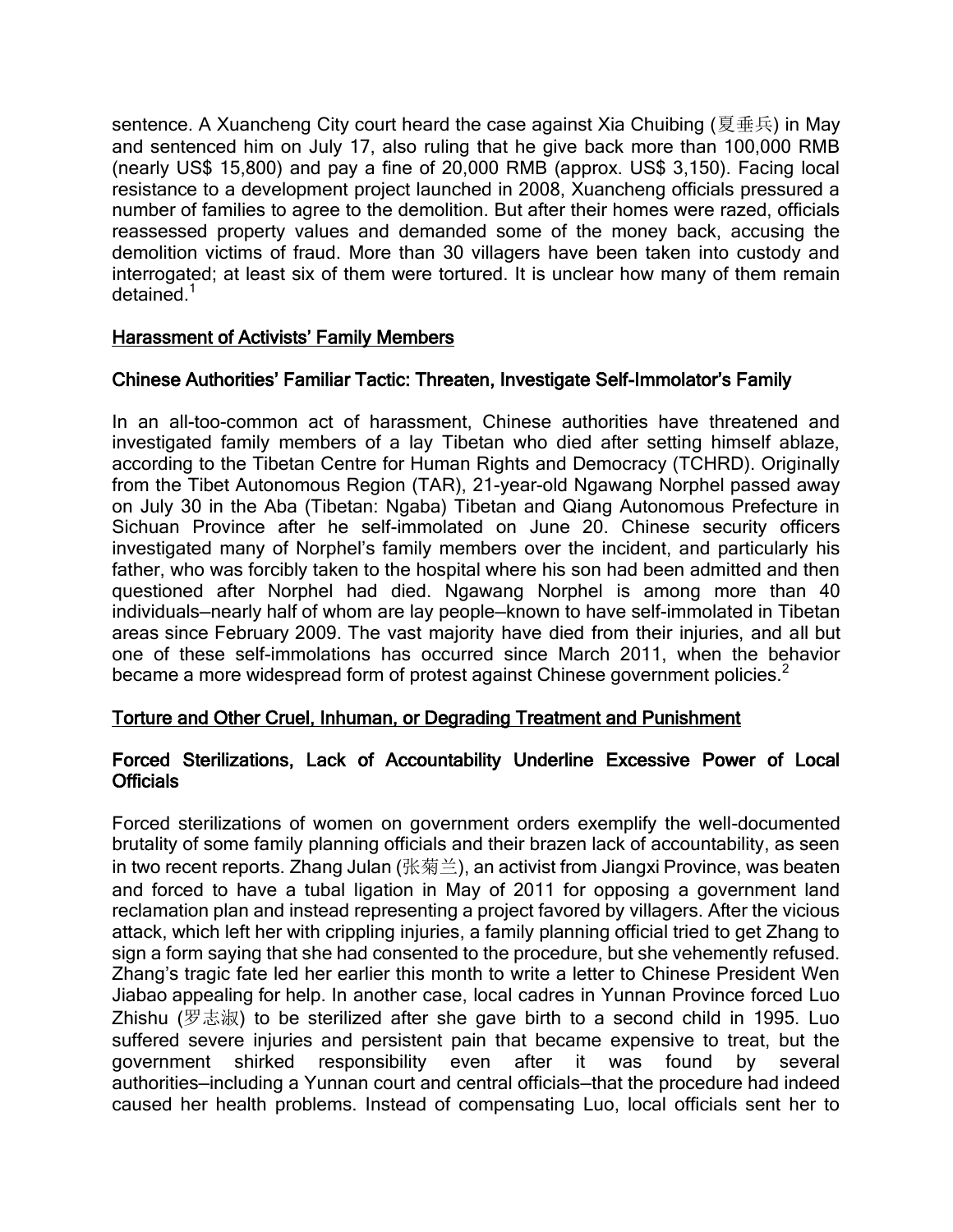sentence. A Xuancheng City court heard the case against Xia Chuibing (夏垂兵) in May and sentenced him on July 17, also ruling that he give back more than 100,000 RMB (nearly US$ 15,800) and pay a fine of 20,000 RMB (approx. US$ 3,150). Facing local resistance to a development project launched in 2008, Xuancheng officials pressured a number of families to agree to the demolition. But after their homes were razed, officials reassessed property values and demanded some of the money back, accusing the demolition victims of fraud. More than 30 villagers have been taken into custody and interrogated; at least six of them were tortured. It is unclear how many of them remain detained.[1]

## Harassment of Activists' Family Members

### Chinese Authorities' Familiar Tactic: Threaten, Investigate Self-Immolator's Family

In an all-too-common act of harassment, Chinese authorities have threatened and investigated family members of a lay Tibetan who died after setting himself ablaze, according to the Tibetan Centre for Human Rights and Democracy (TCHRD). Originally from the Tibet Autonomous Region (TAR), 21-year-old Ngawang Norphel passed away on July 30 in the Aba (Tibetan: Ngaba) Tibetan and Qiang Autonomous Prefecture in Sichuan Province after he self-immolated on June 20. Chinese security officers investigated many of Norphel's family members over the incident, and particularly his father, who was forcibly taken to the hospital where his son had been admitted and then questioned after Norphel had died. Ngawang Norphel is among more than 40 individuals—nearly half of whom are lay people—known to have self-immolated in Tibetan areas since February 2009. The vast majority have died from their injuries, and all but one of these self-immolations has occurred since March 2011, when the behavior became a more widespread form of protest against Chinese government policies.[2]

## Torture and Other Cruel, Inhuman, or Degrading Treatment and Punishment

### Forced Sterilizations, Lack of Accountability Underline Excessive Power of Local Officials

Forced sterilizations of women on government orders exemplify the well-documented brutality of some family planning officials and their brazen lack of accountability, as seen in two recent reports. Zhang Julan (张菊兰), an activist from Jiangxi Province, was beaten and forced to have a tubal ligation in May of 2011 for opposing a government land reclamation plan and instead representing a project favored by villagers. After the vicious attack, which left her with crippling injuries, a family planning official tried to get Zhang to sign a form saying that she had consented to the procedure, but she vehemently refused. Zhang's tragic fate led her earlier this month to write a letter to Chinese President Wen Jiabao appealing for help. In another case, local cadres in Yunnan Province forced Luo Zhishu (罗志淑) to be sterilized after she gave birth to a second child in 1995. Luo suffered severe injuries and persistent pain that became expensive to treat, but the government shirked responsibility even after it was found by several authorities—including a Yunnan court and central officials—that the procedure had indeed caused her health problems. Instead of compensating Luo, local officials sent her to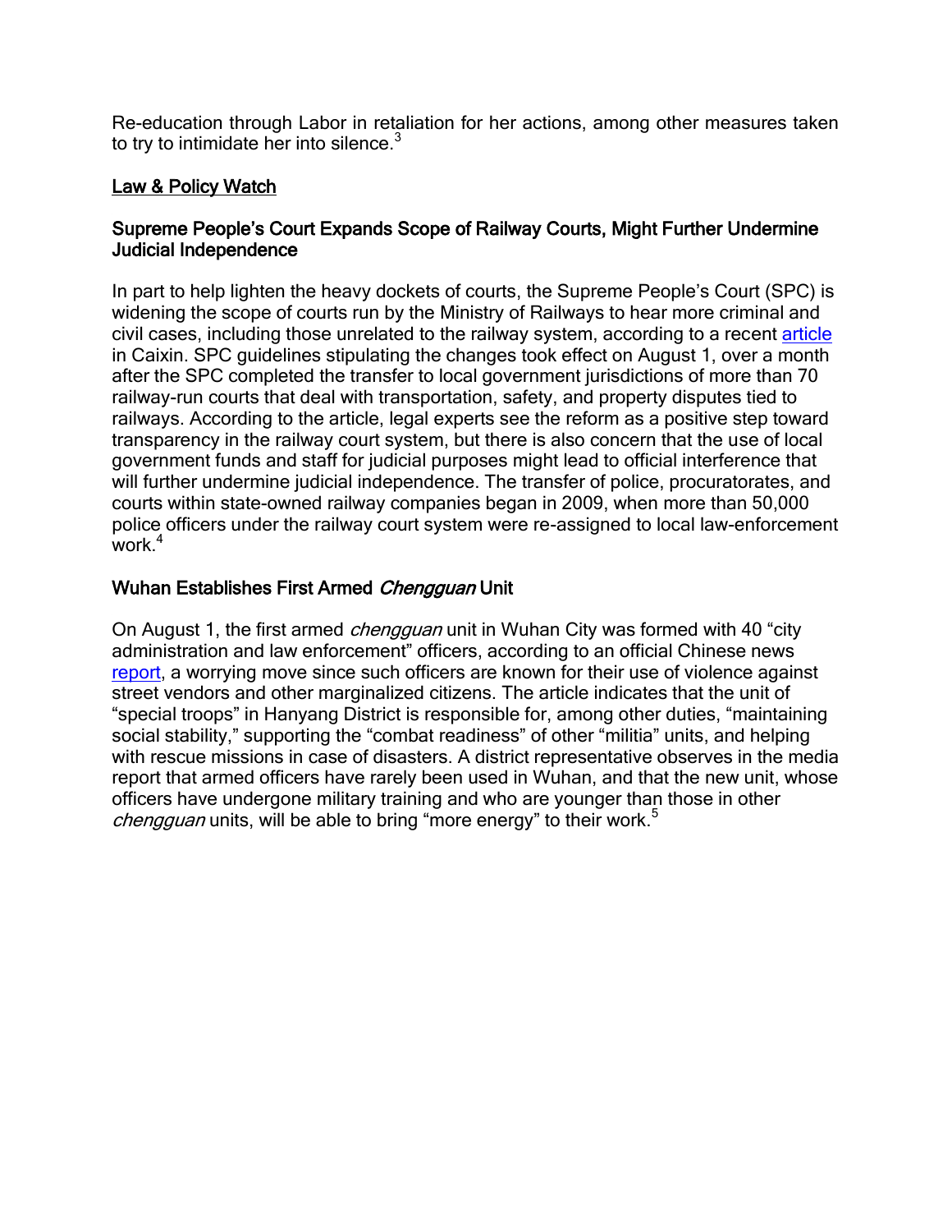Re-education through Labor in retaliation for her actions, among other measures taken to try to intimidate her into silence.[3]

## Law & Policy Watch

### Supreme People's Court Expands Scope of Railway Courts, Might Further Undermine Judicial Independence

In part to help lighten the heavy dockets of courts, the Supreme People's Court (SPC) is widening the scope of courts run by the Ministry of Railways to hear more criminal and civil cases, including those unrelated to the railway system, according to a recent article in Caixin. SPC guidelines stipulating the changes took effect on August 1, over a month after the SPC completed the transfer to local government jurisdictions of more than 70 railway-run courts that deal with transportation, safety, and property disputes tied to railways. According to the article, legal experts see the reform as a positive step toward transparency in the railway court system, but there is also concern that the use of local government funds and staff for judicial purposes might lead to official interference that will further undermine judicial independence. The transfer of police, procuratorates, and courts within state-owned railway companies began in 2009, when more than 50,000 police officers under the railway court system were re-assigned to local law-enforcement work.[4]

### Wuhan Establishes First Armed *Chengguan* Unit

On August 1, the first armed *chengguan* unit in Wuhan City was formed with 40 "city administration and law enforcement" officers, according to an official Chinese news report, a worrying move since such officers are known for their use of violence against street vendors and other marginalized citizens. The article indicates that the unit of "special troops" in Hanyang District is responsible for, among other duties, "maintaining social stability," supporting the "combat readiness" of other "militia" units, and helping with rescue missions in case of disasters. A district representative observes in the media report that armed officers have rarely been used in Wuhan, and that the new unit, whose officers have undergone military training and who are younger than those in other *chengguan* units, will be able to bring "more energy" to their work.[5]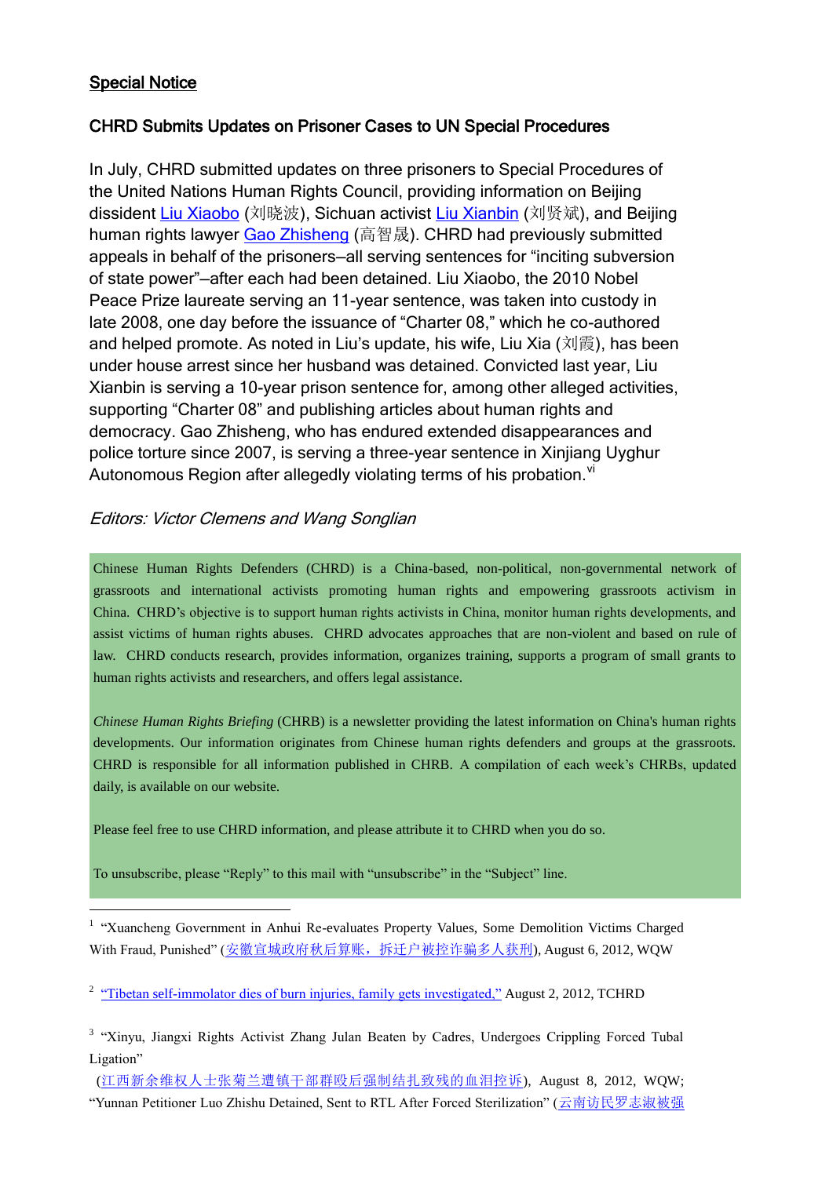## Special Notice

### CHRD Submits Updates on Prisoner Cases to UN Special Procedures

In July, CHRD submitted updates on three prisoners to Special Procedures of the United Nations Human Rights Council, providing information on Beijing dissident Liu Xiaobo (刘晓波), Sichuan activist Liu Xianbin (刘贤斌), and Beijing human rights lawyer Gao Zhisheng (高智晟). CHRD had previously submitted appeals in behalf of the prisoners—all serving sentences for "inciting subversion of state power"—after each had been detained. Liu Xiaobo, the 2010 Nobel Peace Prize laureate serving an 11-year sentence, was taken into custody in late 2008, one day before the issuance of "Charter 08," which he co-authored and helped promote. As noted in Liu's update, his wife, Liu Xia (刘霞), has been under house arrest since her husband was detained. Convicted last year, Liu Xianbin is serving a 10-year prison sentence for, among other alleged activities, supporting "Charter 08" and publishing articles about human rights and democracy. Gao Zhisheng, who has endured extended disappearances and police torture since 2007, is serving a three-year sentence in Xinjiang Uyghur Autonomous Region after allegedly violating terms of his probation.[vi]

*Editors: Victor Clemens and Wang Songlian*

Chinese Human Rights Defenders (CHRD) is a China-based, non-political, non-governmental network of grassroots and international activists promoting human rights and empowering grassroots activism in China. CHRD's objective is to support human rights activists in China, monitor human rights developments, and assist victims of human rights abuses. CHRD advocates approaches that are non-violent and based on rule of law. CHRD conducts research, provides information, organizes training, supports a program of small grants to human rights activists and researchers, and offers legal assistance.

*Chinese Human Rights Briefing* (CHRB) is a newsletter providing the latest information on China's human rights developments. Our information originates from Chinese human rights defenders and groups at the grassroots. CHRD is responsible for all information published in CHRB. A compilation of each week's CHRBs, updated daily, is available on our website.

Please feel free to use CHRD information, and please attribute it to CHRD when you do so.

To unsubscribe, please "Reply" to this mail with "unsubscribe" in the "Subject" line.

---

[1] "Xuancheng Government in Anhui Re-evaluates Property Values, Some Demolition Victims Charged With Fraud, Punished" (安徽宣城政府秋后算账，拆迁户被控诈骗多人获刑), August 6, 2012, WQW

[2] "Tibetan self-immolator dies of burn injuries, family gets investigated," August 2, 2012, TCHRD

[3] "Xinyu, Jiangxi Rights Activist Zhang Julan Beaten by Cadres, Undergoes Crippling Forced Tubal Ligation" (江西新余维权人士张菊兰遭镇干部群殴后强制结扎致残的血泪控诉), August 8, 2012, WQW; "Yunnan Petitioner Luo Zhishu Detained, Sent to RTL After Forced Sterilization" (云南访民罗志淑被强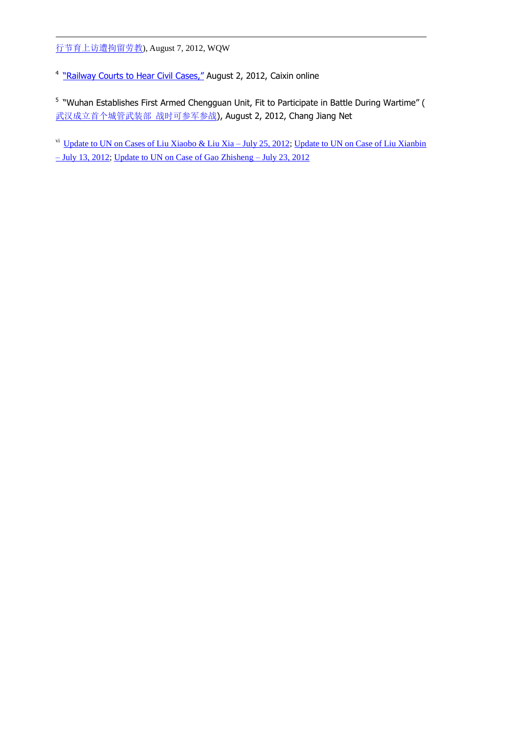行节育上访遭拘留劳教), August 7, 2012, WQW

[4] "Railway Courts to Hear Civil Cases," August 2, 2012, Caixin online

[5] "Wuhan Establishes First Armed Chengguan Unit, Fit to Participate in Battle During Wartime" (武汉成立首个城管武装部 战时可参军参战), August 2, 2012, Chang Jiang Net

[vi] Update to UN on Cases of Liu Xiaobo & Liu Xia – July 25, 2012; Update to UN on Case of Liu Xianbin – July 13, 2012; Update to UN on Case of Gao Zhisheng – July 23, 2012